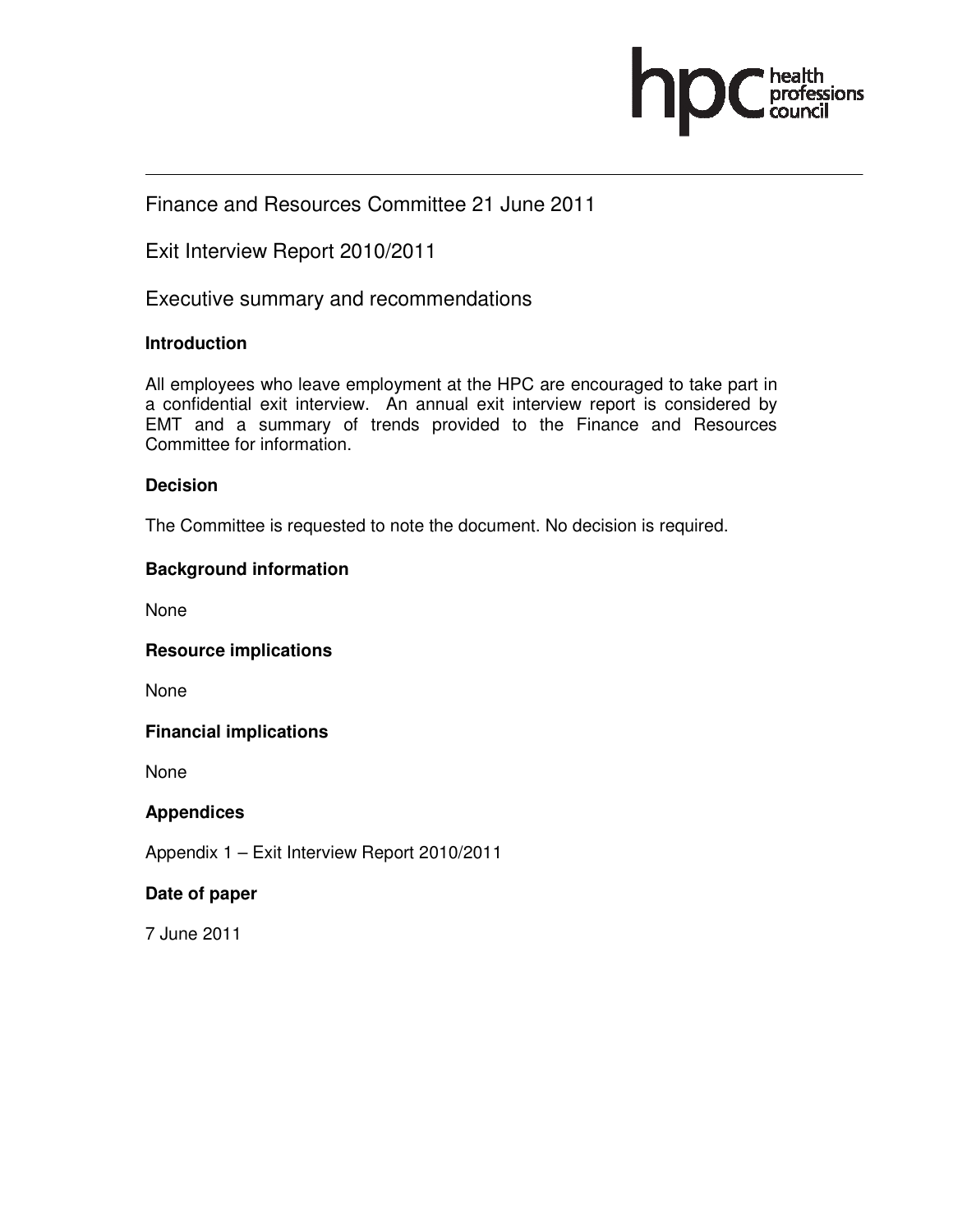hpc health professions council

---

Finance and Resources Committee 21 June 2011

Exit Interview Report 2010/2011

Executive summary and recommendations

**Introduction**

All employees who leave employment at the HPC are encouraged to take part in a confidential exit interview. An annual exit interview report is considered by EMT and a summary of trends provided to the Finance and Resources Committee for information.

**Decision**

The Committee is requested to note the document. No decision is required.

**Background information**

None

**Resource implications**

None

**Financial implications**

None

**Appendices**

Appendix 1 – Exit Interview Report 2010/2011

**Date of paper**

7 June 2011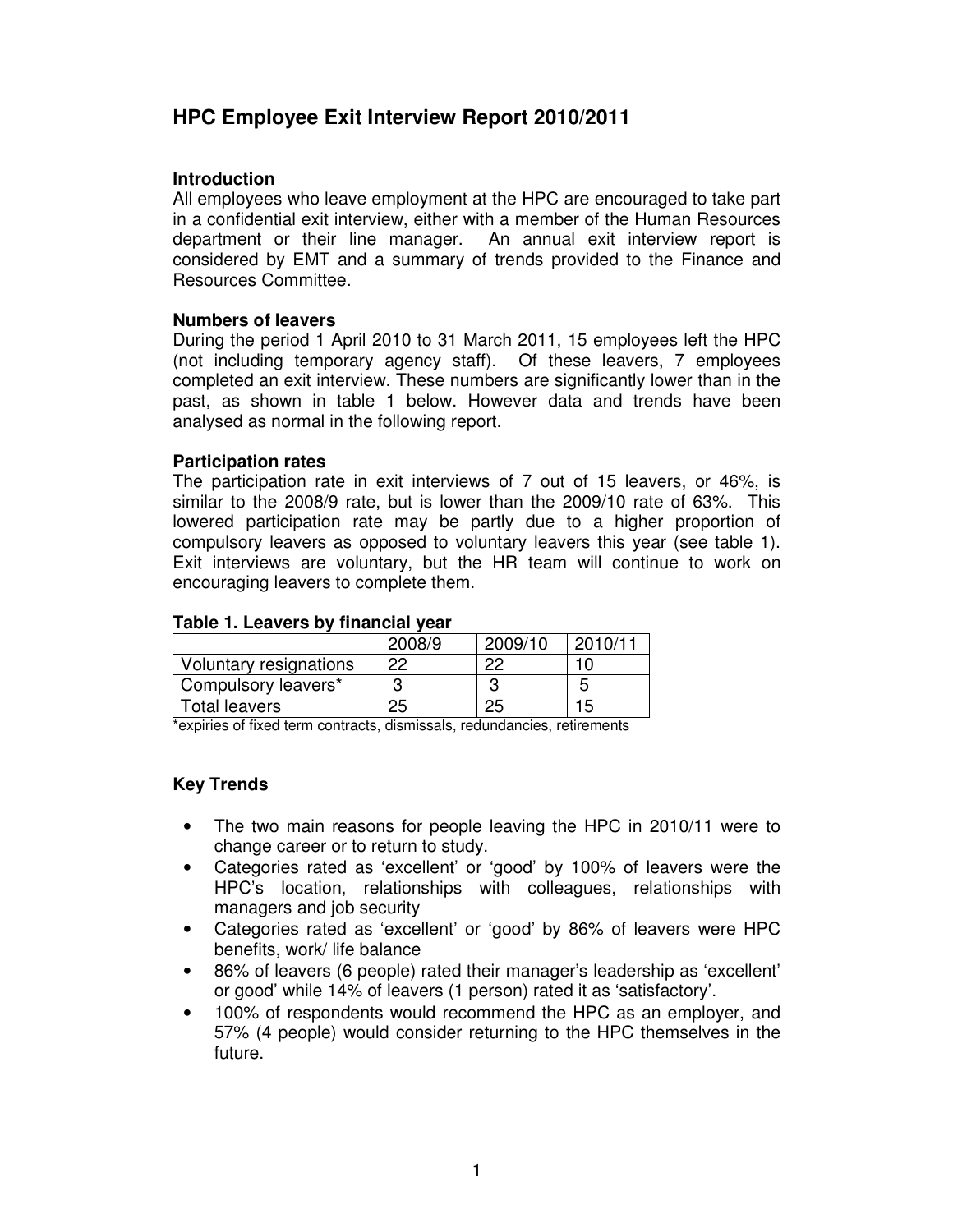# HPC Employee Exit Interview Report 2010/2011

### Introduction

All employees who leave employment at the HPC are encouraged to take part in a confidential exit interview, either with a member of the Human Resources department or their line manager. An annual exit interview report is considered by EMT and a summary of trends provided to the Finance and Resources Committee.

### Numbers of leavers

During the period 1 April 2010 to 31 March 2011, 15 employees left the HPC (not including temporary agency staff). Of these leavers, 7 employees completed an exit interview. These numbers are significantly lower than in the past, as shown in table 1 below. However data and trends have been analysed as normal in the following report.

### Participation rates

The participation rate in exit interviews of 7 out of 15 leavers, or 46%, is similar to the 2008/9 rate, but is lower than the 2009/10 rate of 63%. This lowered participation rate may be partly due to a higher proportion of compulsory leavers as opposed to voluntary leavers this year (see table 1). Exit interviews are voluntary, but the HR team will continue to work on encouraging leavers to complete them.

**Table 1. Leavers by financial year**

| | 2008/9 | 2009/10 | 2010/11 |
|---|---|---|---|
| Voluntary resignations | 22 | 22 | 10 |
| Compulsory leavers* | 3 | 3 | 5 |
| Total leavers | 25 | 25 | 15 |

*expiries of fixed term contracts, dismissals, redundancies, retirements

### Key Trends

- The two main reasons for people leaving the HPC in 2010/11 were to change career or to return to study.
- Categories rated as 'excellent' or 'good' by 100% of leavers were the HPC's location, relationships with colleagues, relationships with managers and job security
- Categories rated as 'excellent' or 'good' by 86% of leavers were HPC benefits, work/ life balance
- 86% of leavers (6 people) rated their manager's leadership as 'excellent' or good' while 14% of leavers (1 person) rated it as 'satisfactory'.
- 100% of respondents would recommend the HPC as an employer, and 57% (4 people) would consider returning to the HPC themselves in the future.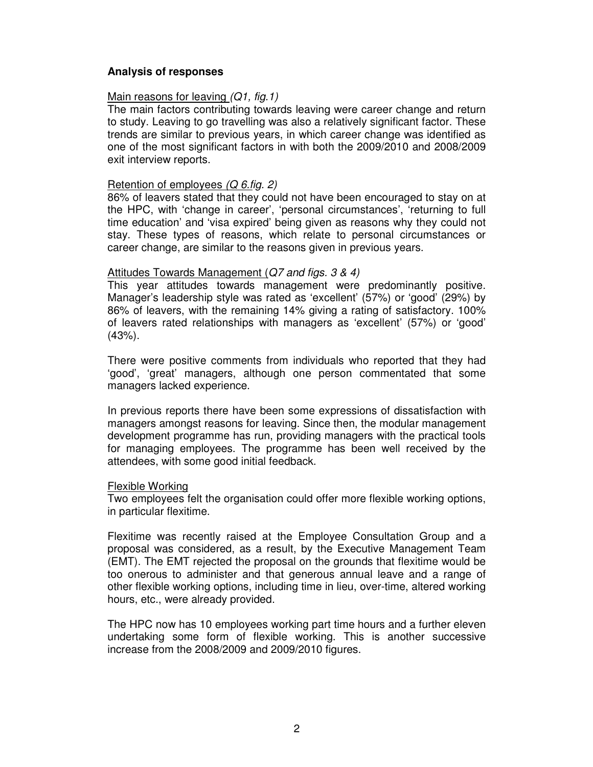**Analysis of responses**

Main reasons for leaving *(Q1, fig.1)*

The main factors contributing towards leaving were career change and return to study. Leaving to go travelling was also a relatively significant factor. These trends are similar to previous years, in which career change was identified as one of the most significant factors in with both the 2009/2010 and 2008/2009 exit interview reports.

Retention of employees *(Q 6.fig. 2)*

86% of leavers stated that they could not have been encouraged to stay on at the HPC, with 'change in career', 'personal circumstances', 'returning to full time education' and 'visa expired' being given as reasons why they could not stay. These types of reasons, which relate to personal circumstances or career change, are similar to the reasons given in previous years.

Attitudes Towards Management (*Q7 and figs. 3 & 4)*

This year attitudes towards management were predominantly positive. Manager's leadership style was rated as 'excellent' (57%) or 'good' (29%) by 86% of leavers, with the remaining 14% giving a rating of satisfactory. 100% of leavers rated relationships with managers as 'excellent' (57%) or 'good' (43%).

There were positive comments from individuals who reported that they had 'good', 'great' managers, although one person commentated that some managers lacked experience.

In previous reports there have been some expressions of dissatisfaction with managers amongst reasons for leaving. Since then, the modular management development programme has run, providing managers with the practical tools for managing employees. The programme has been well received by the attendees, with some good initial feedback.

Flexible Working

Two employees felt the organisation could offer more flexible working options, in particular flexitime.

Flexitime was recently raised at the Employee Consultation Group and a proposal was considered, as a result, by the Executive Management Team (EMT). The EMT rejected the proposal on the grounds that flexitime would be too onerous to administer and that generous annual leave and a range of other flexible working options, including time in lieu, over-time, altered working hours, etc., were already provided.

The HPC now has 10 employees working part time hours and a further eleven undertaking some form of flexible working. This is another successive increase from the 2008/2009 and 2009/2010 figures.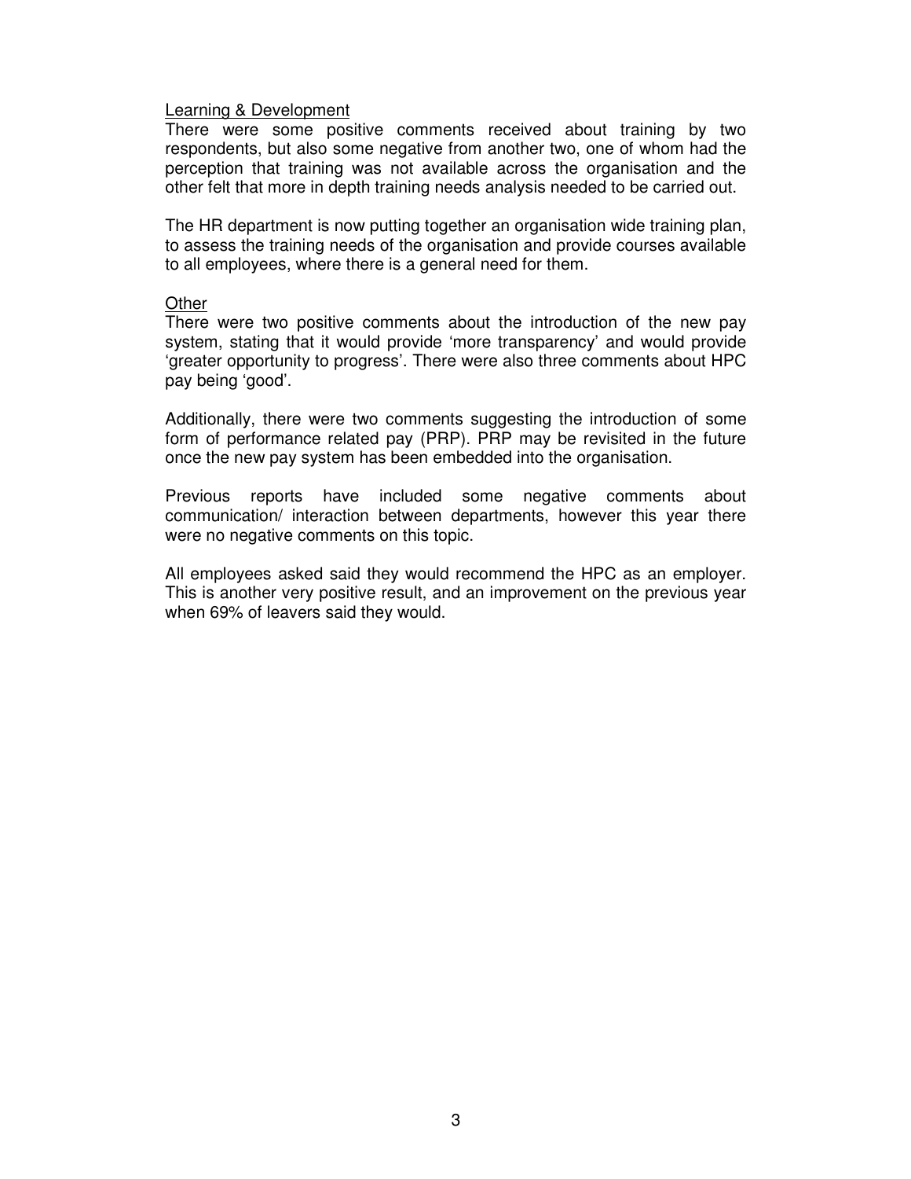<u>Learning & Development</u>

There were some positive comments received about training by two respondents, but also some negative from another two, one of whom had the perception that training was not available across the organisation and the other felt that more in depth training needs analysis needed to be carried out.

The HR department is now putting together an organisation wide training plan, to assess the training needs of the organisation and provide courses available to all employees, where there is a general need for them.

<u>Other</u>

There were two positive comments about the introduction of the new pay system, stating that it would provide 'more transparency' and would provide 'greater opportunity to progress'. There were also three comments about HPC pay being 'good'.

Additionally, there were two comments suggesting the introduction of some form of performance related pay (PRP). PRP may be revisited in the future once the new pay system has been embedded into the organisation.

Previous reports have included some negative comments about communication/ interaction between departments, however this year there were no negative comments on this topic.

All employees asked said they would recommend the HPC as an employer. This is another very positive result, and an improvement on the previous year when 69% of leavers said they would.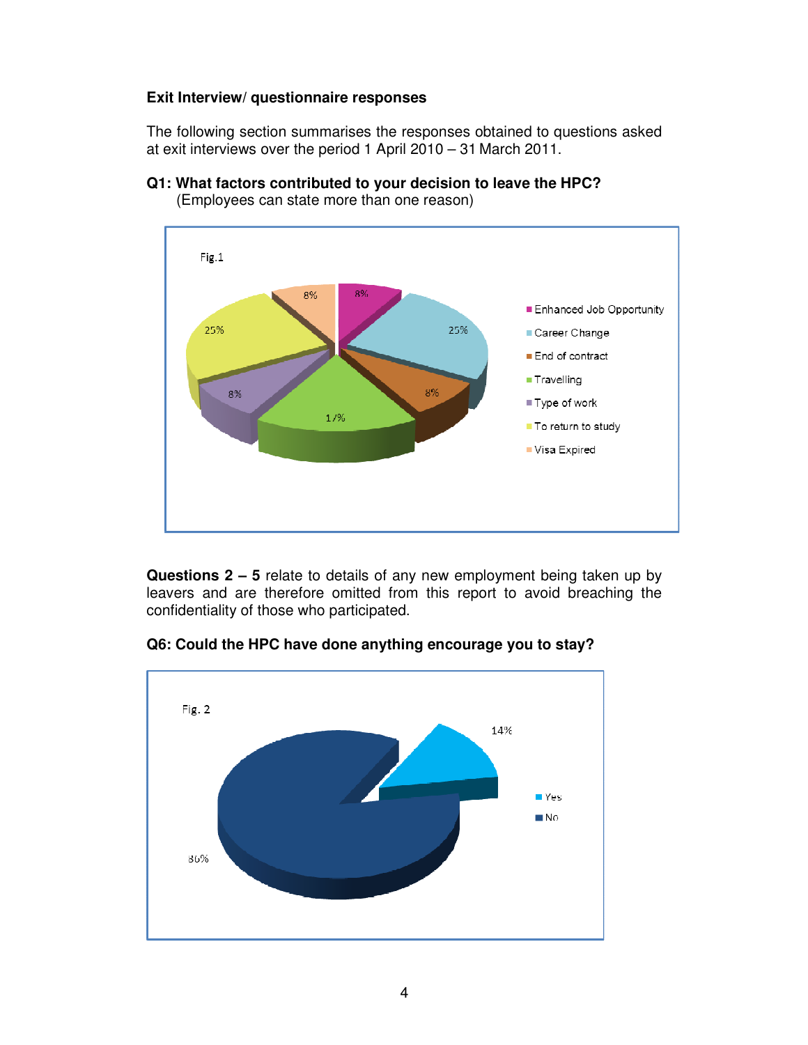**Exit Interview/ questionnaire responses**

The following section summarises the responses obtained to questions asked at exit interviews over the period 1 April 2010 – 31 March 2011.

**Q1: What factors contributed to your decision to leave the HPC?**
(Employees can state more than one reason)

Fig.1

| Reason | Percentage |
|---|---|
| Enhanced Job Opportunity | 8% |
| Career Change | 25% |
| End of contract | 8% |
| Travelling | 17% |
| Type of work | 8% |
| To return to study | 25% |
| Visa Expired | 8% |

**Questions 2 – 5** relate to details of any new employment being taken up by leavers and are therefore omitted from this report to avoid breaching the confidentiality of those who participated.

**Q6: Could the HPC have done anything encourage you to stay?**

Fig. 2

| Response | Percentage |
|---|---|
| Yes | 14% |
| No | 86% |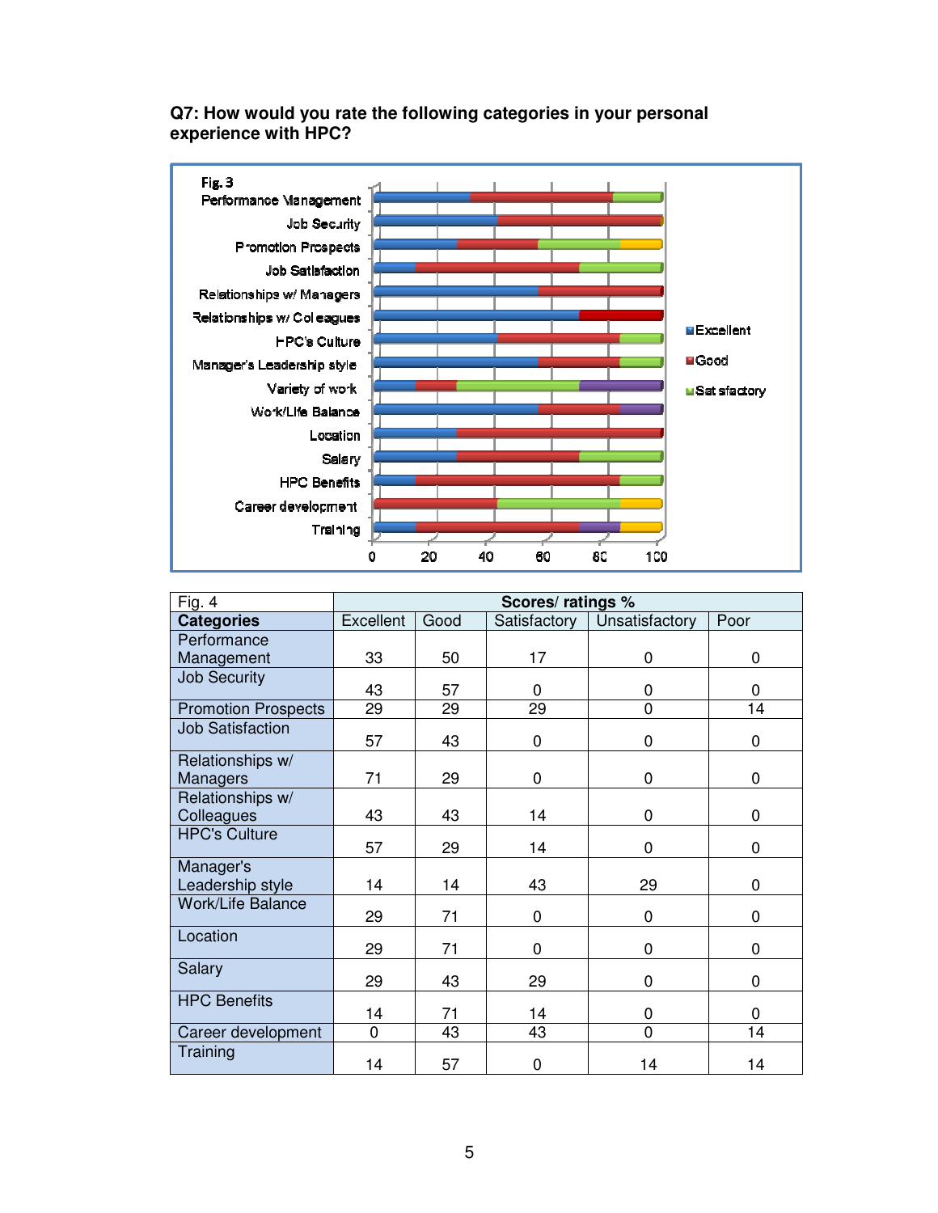**Q7: How would you rate the following categories in your personal experience with HPC?**

Fig. 3

| Fig. 4 | Scores/ ratings % | | | | |
|---|---|---|---|---|---|
| **Categories** | Excellent | Good | Satisfactory | Unsatisfactory | Poor |
| Performance Management | 33 | 50 | 17 | 0 | 0 |
| Job Security | 43 | 57 | 0 | 0 | 0 |
| Promotion Prospects | 29 | 29 | 29 | 0 | 14 |
| Job Satisfaction | 57 | 43 | 0 | 0 | 0 |
| Relationships w/ Managers | 71 | 29 | 0 | 0 | 0 |
| Relationships w/ Colleagues | 43 | 43 | 14 | 0 | 0 |
| HPC's Culture | 57 | 29 | 14 | 0 | 0 |
| Manager's Leadership style | 14 | 14 | 43 | 29 | 0 |
| Work/Life Balance | 29 | 71 | 0 | 0 | 0 |
| Location | 29 | 71 | 0 | 0 | 0 |
| Salary | 29 | 43 | 29 | 0 | 0 |
| HPC Benefits | 14 | 71 | 14 | 0 | 0 |
| Career development | 0 | 43 | 43 | 0 | 14 |
| Training | 14 | 57 | 0 | 14 | 14 |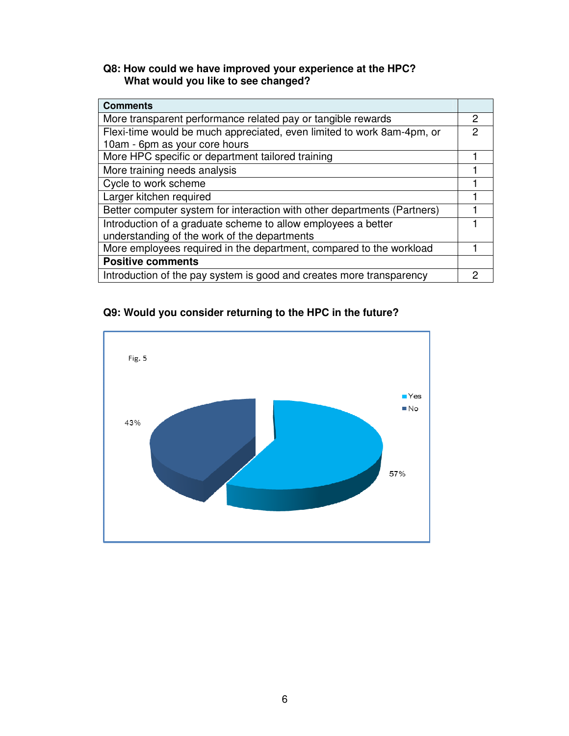**Q8: How could we have improved your experience at the HPC? What would you like to see changed?**

| Comments | |
|---|---|
| More transparent performance related pay or tangible rewards | 2 |
| Flexi-time would be much appreciated, even limited to work 8am-4pm, or 10am - 6pm as your core hours | 2 |
| More HPC specific or department tailored training | 1 |
| More training needs analysis | 1 |
| Cycle to work scheme | 1 |
| Larger kitchen required | 1 |
| Better computer system for interaction with other departments (Partners) | 1 |
| Introduction of a graduate scheme to allow employees a better understanding of the work of the departments | 1 |
| More employees required in the department, compared to the workload | 1 |
| **Positive comments** | |
| Introduction of the pay system is good and creates more transparency | 2 |

**Q9: Would you consider returning to the HPC in the future?**

Fig. 5

| | |
|---|---|
| Yes | 57% |
| No | 43% |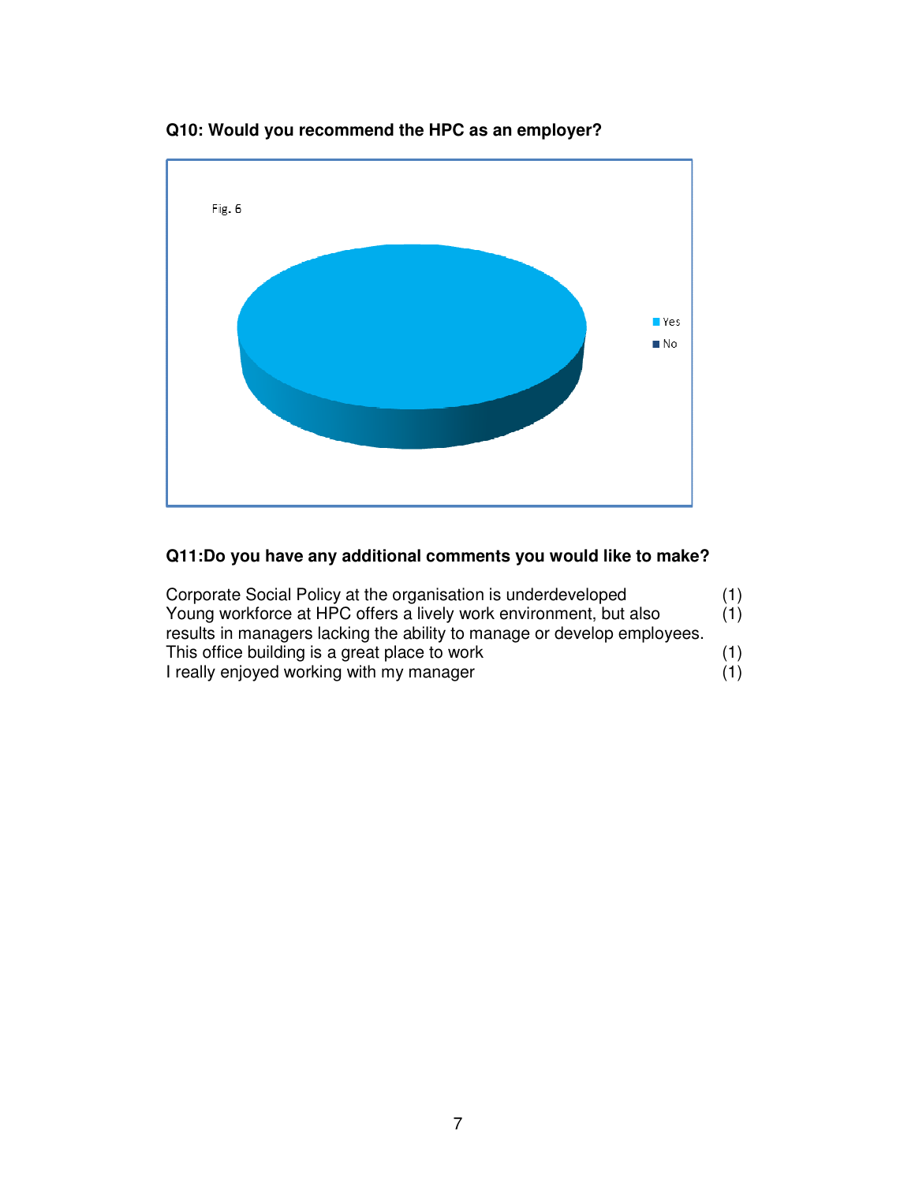**Q10: Would you recommend the HPC as an employer?**

Fig. 6

Yes

No

**Q11:Do you have any additional comments you would like to make?**

| | |
|---|---|
| Corporate Social Policy at the organisation is underdeveloped | (1) |
| Young workforce at HPC offers a lively work environment, but also results in managers lacking the ability to manage or develop employees. | (1) |
| This office building is a great place to work | (1) |
| I really enjoyed working with my manager | (1) |